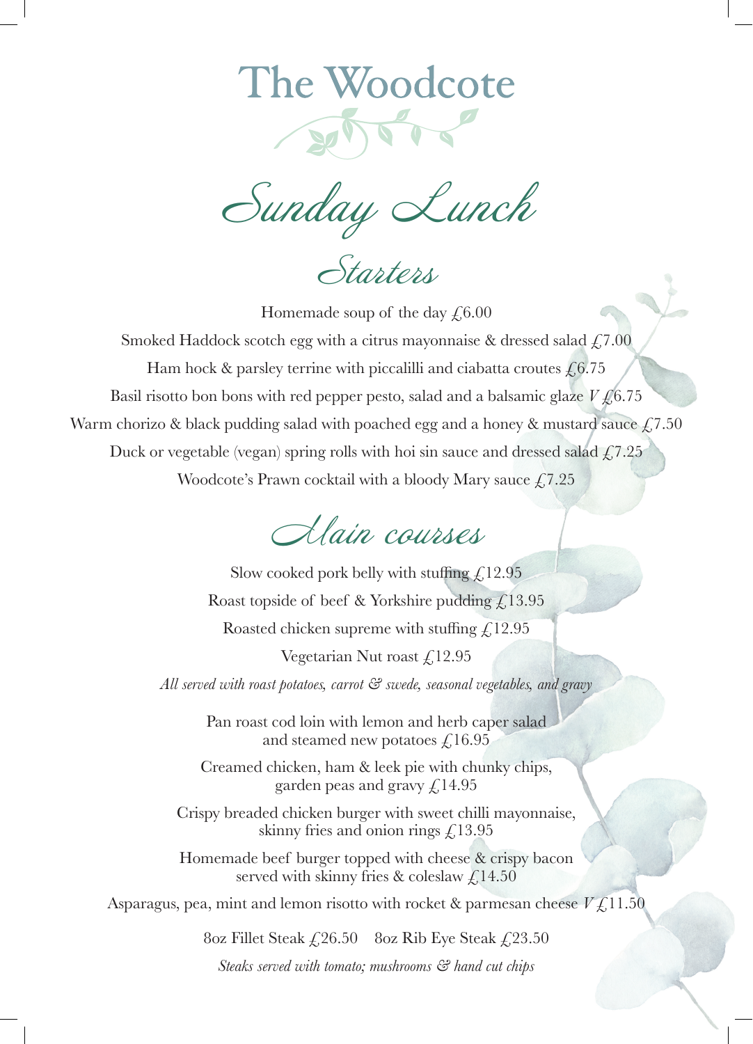# The Woodcote

## Sunday Lunch

### Starters

Homemade soup of the day £6.00

Smoked Haddock scotch egg with a citrus mayonnaise & dressed salad £7.00

Ham hock & parsley terrine with piccalilli and ciabatta croutes £6.75

Basil risotto bon bons with red pepper pesto, salad and a balsamic glaze *V* £6.75

Warm chorizo & black pudding salad with poached egg and a honey & mustard sauce £7.50

Duck or vegetable (vegan) spring rolls with hoi sin sauce and dressed salad £7.25

Woodcote's Prawn cocktail with a bloody Mary sauce £7.25

### Main courses

Slow cooked pork belly with stuffing £12.95

Roast topside of beef & Yorkshire pudding £13.95

Roasted chicken supreme with stuffing £12.95

Vegetarian Nut roast £12.95

*All served with roast potatoes, carrot & swede, seasonal vegetables, and gravy*

Pan roast cod loin with lemon and herb caper salad and steamed new potatoes £16.95

Creamed chicken, ham & leek pie with chunky chips, garden peas and gravy £14.95

Crispy breaded chicken burger with sweet chilli mayonnaise, skinny fries and onion rings £13.95

Homemade beef burger topped with cheese & crispy bacon served with skinny fries & coleslaw £14.50

Asparagus, pea, mint and lemon risotto with rocket & parmesan cheese *V* £11.50

8oz Fillet Steak £26.50    8oz Rib Eye Steak £23.50

*Steaks served with tomato; mushrooms & hand cut chips*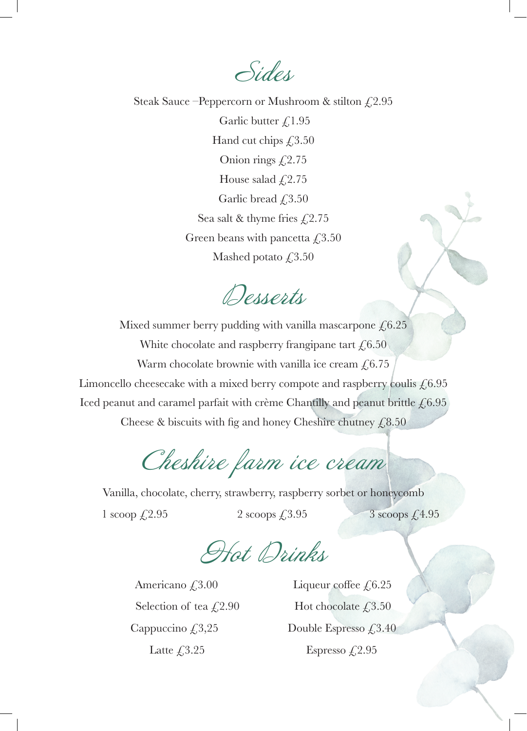# Sides

Steak Sauce –Peppercorn or Mushroom & stilton £2.95

Garlic butter £1.95

Hand cut chips £3.50

Onion rings £2.75

House salad £2.75

Garlic bread £3.50

Sea salt & thyme fries £2.75

Green beans with pancetta £3.50

Mashed potato £3.50

# Desserts

Mixed summer berry pudding with vanilla mascarpone £6.25

White chocolate and raspberry frangipane tart £6.50

Warm chocolate brownie with vanilla ice cream £6.75

Limoncello cheesecake with a mixed berry compote and raspberry coulis £6.95

Iced peanut and caramel parfait with crème Chantilly and peanut brittle £6.95

Cheese & biscuits with fig and honey Cheshire chutney £8.50

# Cheshire farm ice cream

Vanilla, chocolate, cherry, strawberry, raspberry sorbet or honeycomb

1 scoop £2.95 2 scoops £3.95 3 scoops £4.95

# Hot Drinks

Americano £3.00

Selection of tea £2.90

Cappuccino £3,25

Latte £3.25

Liqueur coffee £6.25

Hot chocolate £3.50

Double Espresso £3.40

Espresso £2.95